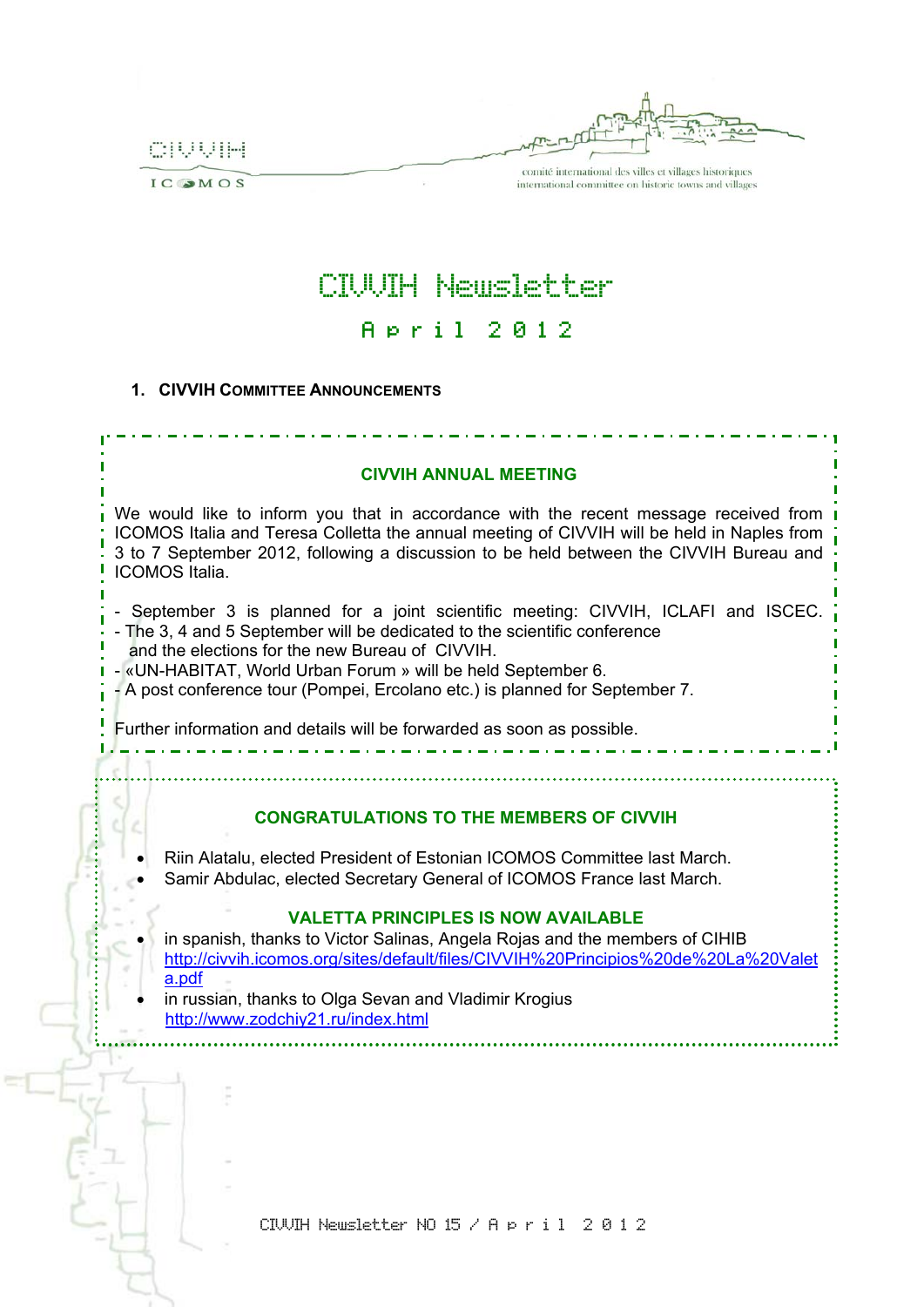CIVVIH

ICOMOS

comité international des villes et villages historiques
international committee on historic towns and villages

# CIVVIH Newsletter

## April 2012

## 1. CIVVIH Committee Announcements

### CIVVIH ANNUAL MEETING

We would like to inform you that in accordance with the recent message received from ICOMOS Italia and Teresa Colletta the annual meeting of CIVVIH will be held in Naples from 3 to 7 September 2012, following a discussion to be held between the CIVVIH Bureau and ICOMOS Italia.

- September 3 is planned for a joint scientific meeting: CIVVIH, ICLAFI and ISCEC.
- The 3, 4 and 5 September will be dedicated to the scientific conference and the elections for the new Bureau of CIVVIH.
- «UN-HABITAT, World Urban Forum » will be held September 6.
- A post conference tour (Pompei, Ercolano etc.) is planned for September 7.

Further information and details will be forwarded as soon as possible.

### CONGRATULATIONS TO THE MEMBERS OF CIVVIH

- Riin Alatalu, elected President of Estonian ICOMOS Committee last March.
- Samir Abdulac, elected Secretary General of ICOMOS France last March.

### VALETTA PRINCIPLES IS NOW AVAILABLE

- in spanish, thanks to Victor Salinas, Angela Rojas and the members of CIHIB http://civvih.icomos.org/sites/default/files/CIVVIH%20Principios%20de%20La%20Valeta.pdf
- in russian, thanks to Olga Sevan and Vladimir Krogius http://www.zodchiy21.ru/index.html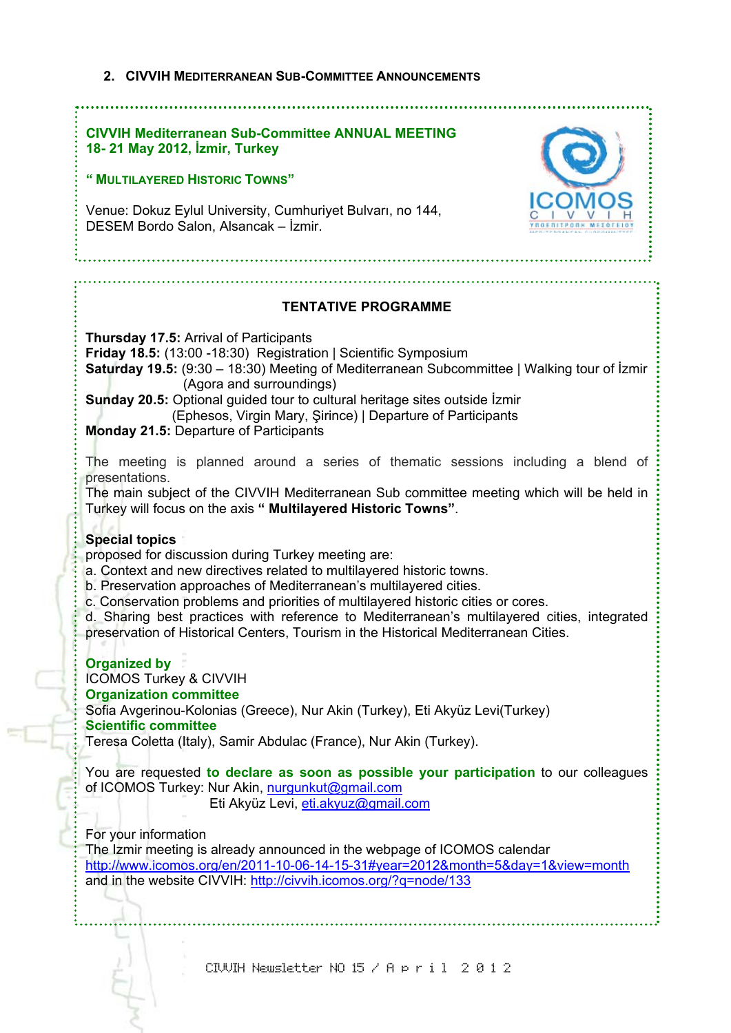## 2. CIVVIH Mediterranean Sub-Committee Announcements

**CIVVIH Mediterranean Sub-Committee ANNUAL MEETING**
**18- 21 May 2012, İzmir, Turkey**

**" MULTILAYERED HISTORIC TOWNS"**

Venue: Dokuz Eylul University, Cumhuriyet Bulvarı, no 144, DESEM Bordo Salon, Alsancak – İzmir.

### TENTATIVE PROGRAMME

**Thursday 17.5:** Arrival of Participants
**Friday 18.5:** (13:00 -18:30) Registration | Scientific Symposium
**Saturday 19.5:** (9:30 – 18:30) Meeting of Mediterranean Subcommittee | Walking tour of İzmir (Agora and surroundings)
**Sunday 20.5:** Optional guided tour to cultural heritage sites outside İzmir (Ephesos, Virgin Mary, Şirince) | Departure of Participants
**Monday 21.5:** Departure of Participants

The meeting is planned around a series of thematic sessions including a blend of presentations.
The main subject of the CIVVIH Mediterranean Sub committee meeting which will be held in Turkey will focus on the axis **" Multilayered Historic Towns"**.

**Special topics**
proposed for discussion during Turkey meeting are:
a. Context and new directives related to multilayered historic towns.
b. Preservation approaches of Mediterranean's multilayered cities.
c. Conservation problems and priorities of multilayered historic cities or cores.
d. Sharing best practices with reference to Mediterranean's multilayered cities, integrated preservation of Historical Centers, Tourism in the Historical Mediterranean Cities.

**Organized by**
ICOMOS Turkey & CIVVIH
**Organization committee**
Sofia Avgerinou-Kolonias (Greece), Nur Akin (Turkey), Eti Akyüz Levi(Turkey)
**Scientific committee**
Teresa Coletta (Italy), Samir Abdulac (France), Nur Akin (Turkey).

You are requested **to declare as soon as possible your participation** to our colleagues of ICOMOS Turkey: Nur Akin, nurgunkut@gmail.com
Eti Akyüz Levi, eti.akyuz@gmail.com

For your information
The Izmir meeting is already announced in the webpage of ICOMOS calendar
http://www.icomos.org/en/2011-10-06-14-15-31#year=2012&month=5&day=1&view=month
and in the website CIVVIH: http://civvih.icomos.org/?q=node/133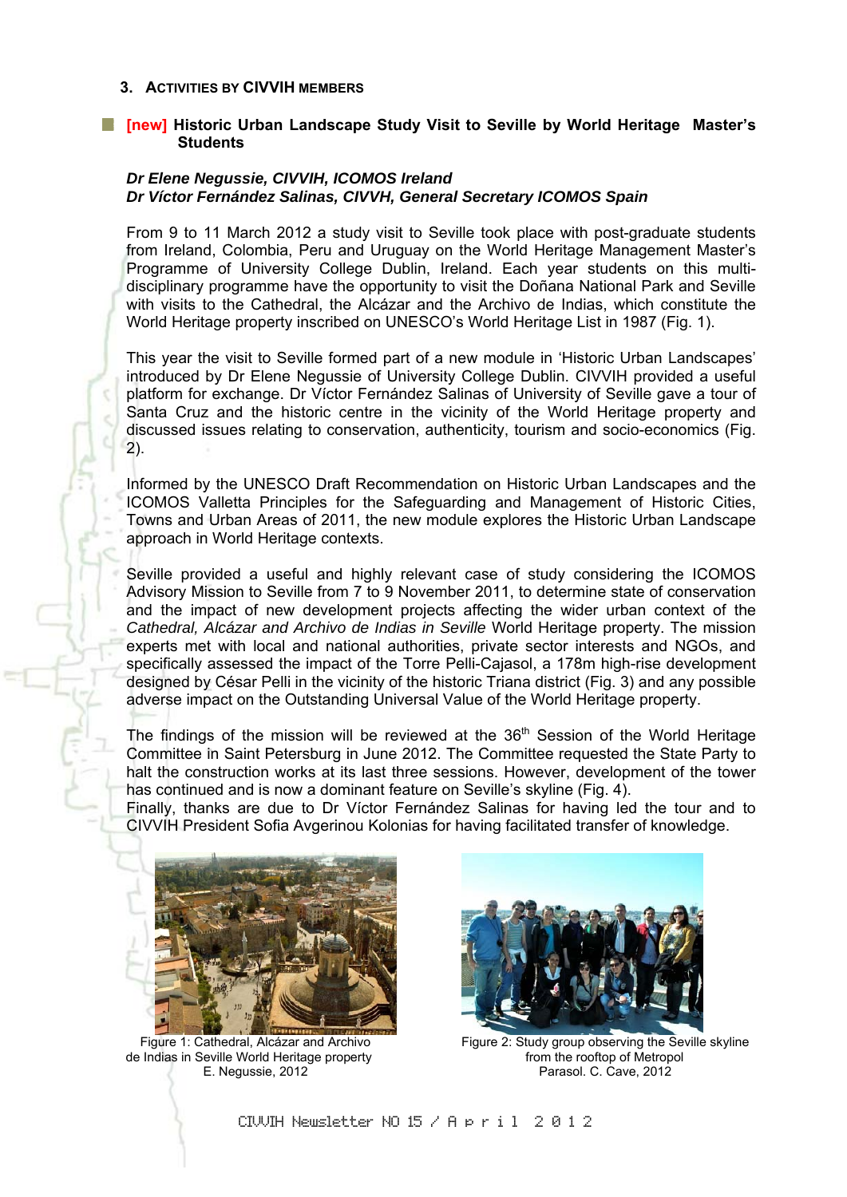## 3. Activities by CIVVIH Members

### [new] Historic Urban Landscape Study Visit to Seville by World Heritage Master's Students

***Dr Elene Negussie, CIVVIH, ICOMOS Ireland***
***Dr Víctor Fernández Salinas, CIVVH, General Secretary ICOMOS Spain***

From 9 to 11 March 2012 a study visit to Seville took place with post-graduate students from Ireland, Colombia, Peru and Uruguay on the World Heritage Management Master's Programme of University College Dublin, Ireland. Each year students on this multi-disciplinary programme have the opportunity to visit the Doñana National Park and Seville with visits to the Cathedral, the Alcázar and the Archivo de Indias, which constitute the World Heritage property inscribed on UNESCO's World Heritage List in 1987 (Fig. 1).

This year the visit to Seville formed part of a new module in 'Historic Urban Landscapes' introduced by Dr Elene Negussie of University College Dublin. CIVVIH provided a useful platform for exchange. Dr Víctor Fernández Salinas of University of Seville gave a tour of Santa Cruz and the historic centre in the vicinity of the World Heritage property and discussed issues relating to conservation, authenticity, tourism and socio-economics (Fig. 2).

Informed by the UNESCO Draft Recommendation on Historic Urban Landscapes and the ICOMOS Valletta Principles for the Safeguarding and Management of Historic Cities, Towns and Urban Areas of 2011, the new module explores the Historic Urban Landscape approach in World Heritage contexts.

Seville provided a useful and highly relevant case of study considering the ICOMOS Advisory Mission to Seville from 7 to 9 November 2011, to determine state of conservation and the impact of new development projects affecting the wider urban context of the *Cathedral, Alcázar and Archivo de Indias in Seville* World Heritage property. The mission experts met with local and national authorities, private sector interests and NGOs, and specifically assessed the impact of the Torre Pelli-Cajasol, a 178m high-rise development designed by César Pelli in the vicinity of the historic Triana district (Fig. 3) and any possible adverse impact on the Outstanding Universal Value of the World Heritage property.

The findings of the mission will be reviewed at the 36th Session of the World Heritage Committee in Saint Petersburg in June 2012. The Committee requested the State Party to halt the construction works at its last three sessions. However, development of the tower has continued and is now a dominant feature on Seville's skyline (Fig. 4).
Finally, thanks are due to Dr Víctor Fernández Salinas for having led the tour and to CIVVIH President Sofia Avgerinou Kolonias for having facilitated transfer of knowledge.

Figure 1: Cathedral, Alcázar and Archivo de Indias in Seville World Heritage property E. Negussie, 2012

Figure 2: Study group observing the Seville skyline from the rooftop of Metropol Parasol. C. Cave, 2012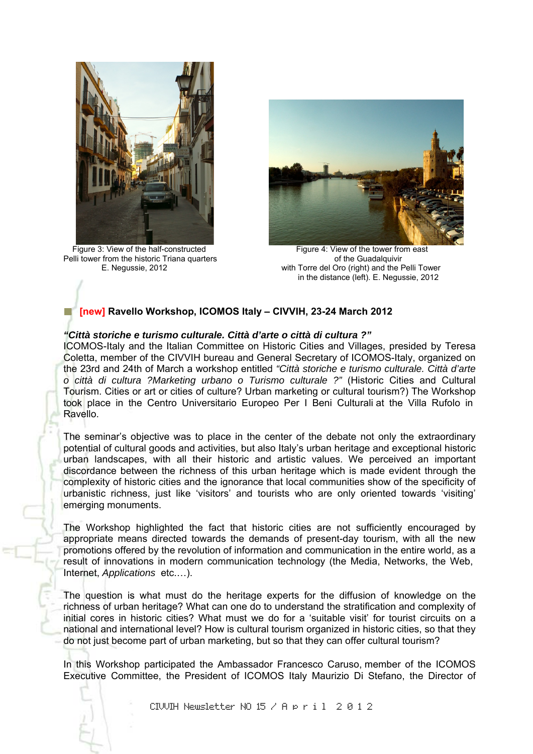Figure 3: View of the half-constructed Pelli tower from the historic Triana quarters E. Negussie, 2012

Figure 4: View of the tower from east of the Guadalquivir with Torre del Oro (right) and the Pelli Tower in the distance (left). E. Negussie, 2012

## [new] Ravello Workshop, ICOMOS Italy – CIVVIH, 23-24 March 2012

***"Città storiche e turismo culturale. Città d'arte o città di cultura ?"***

ICOMOS-Italy and the Italian Committee on Historic Cities and Villages, presided by Teresa Coletta, member of the CIVVIH bureau and General Secretary of ICOMOS-Italy, organized on the 23rd and 24th of March a workshop entitled *"Città storiche e turismo culturale. Città d'arte o città di cultura ?Marketing urbano o Turismo culturale ?"* (Historic Cities and Cultural Tourism. Cities or art or cities of culture? Urban marketing or cultural tourism?) The Workshop took place in the Centro Universitario Europeo Per I Beni Culturali at the Villa Rufolo in Ravello.

The seminar's objective was to place in the center of the debate not only the extraordinary potential of cultural goods and activities, but also Italy's urban heritage and exceptional historic urban landscapes, with all their historic and artistic values. We perceived an important discordance between the richness of this urban heritage which is made evident through the complexity of historic cities and the ignorance that local communities show of the specificity of urbanistic richness, just like 'visitors' and tourists who are only oriented towards 'visiting' emerging monuments.

The Workshop highlighted the fact that historic cities are not sufficiently encouraged by appropriate means directed towards the demands of present-day tourism, with all the new promotions offered by the revolution of information and communication in the entire world, as a result of innovations in modern communication technology (the Media, Networks, the Web, Internet, *Applications* etc.…).

The question is what must do the heritage experts for the diffusion of knowledge on the richness of urban heritage? What can one do to understand the stratification and complexity of initial cores in historic cities? What must we do for a 'suitable visit' for tourist circuits on a national and international level? How is cultural tourism organized in historic cities, so that they do not just become part of urban marketing, but so that they can offer cultural tourism?

In this Workshop participated the Ambassador Francesco Caruso, member of the ICOMOS Executive Committee, the President of ICOMOS Italy Maurizio Di Stefano, the Director of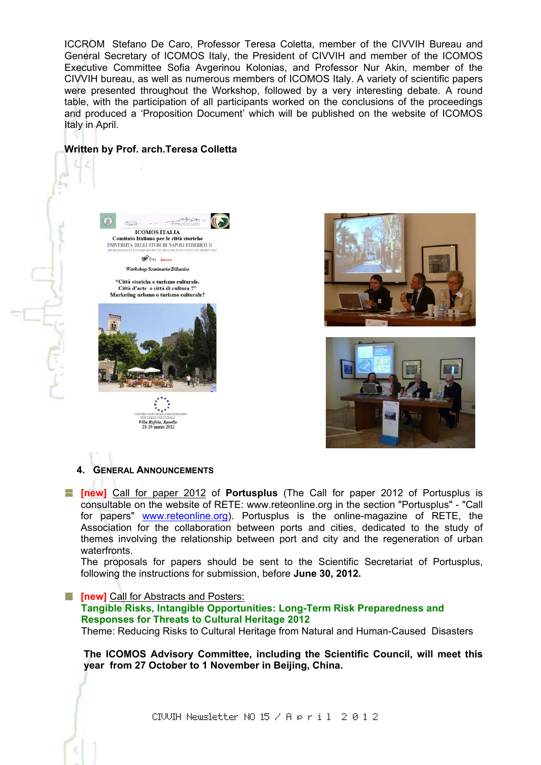ICCROM Stefano De Caro, Professor Teresa Coletta, member of the CIVVIH Bureau and General Secretary of ICOMOS Italy, the President of CIVVIH and member of the ICOMOS Executive Committee Sofia Avgerinou Kolonias, and Professor Nur Akin, member of the CIVVIH bureau, as well as numerous members of ICOMOS Italy. A variety of scientific papers were presented throughout the Workshop, followed by a very interesting debate. A round table, with the participation of all participants worked on the conclusions of the proceedings and produced a 'Proposition Document' which will be published on the website of ICOMOS Italy in April.

**Written by Prof. arch.Teresa Colletta**

## 4. General Announcements

- **[new]** Call for paper 2012 of **Portusplus** (The Call for paper 2012 of Portusplus is consultable on the website of RETE: www.reteonline.org in the section "Portusplus" - "Call for papers" www.reteonline.org). Portusplus is the online-magazine of RETE, the Association for the collaboration between ports and cities, dedicated to the study of themes involving the relationship between port and city and the regeneration of urban waterfronts.
  The proposals for papers should be sent to the Scientific Secretariat of Portusplus, following the instructions for submission, before **June 30, 2012.**

- **[new]** Call for Abstracts and Posters:
  **Tangible Risks, Intangible Opportunities: Long-Term Risk Preparedness and Responses for Threats to Cultural Heritage 2012**
  Theme: Reducing Risks to Cultural Heritage from Natural and Human-Caused Disasters

**The ICOMOS Advisory Committee, including the Scientific Council, will meet this year from 27 October to 1 November in Beijing, China.**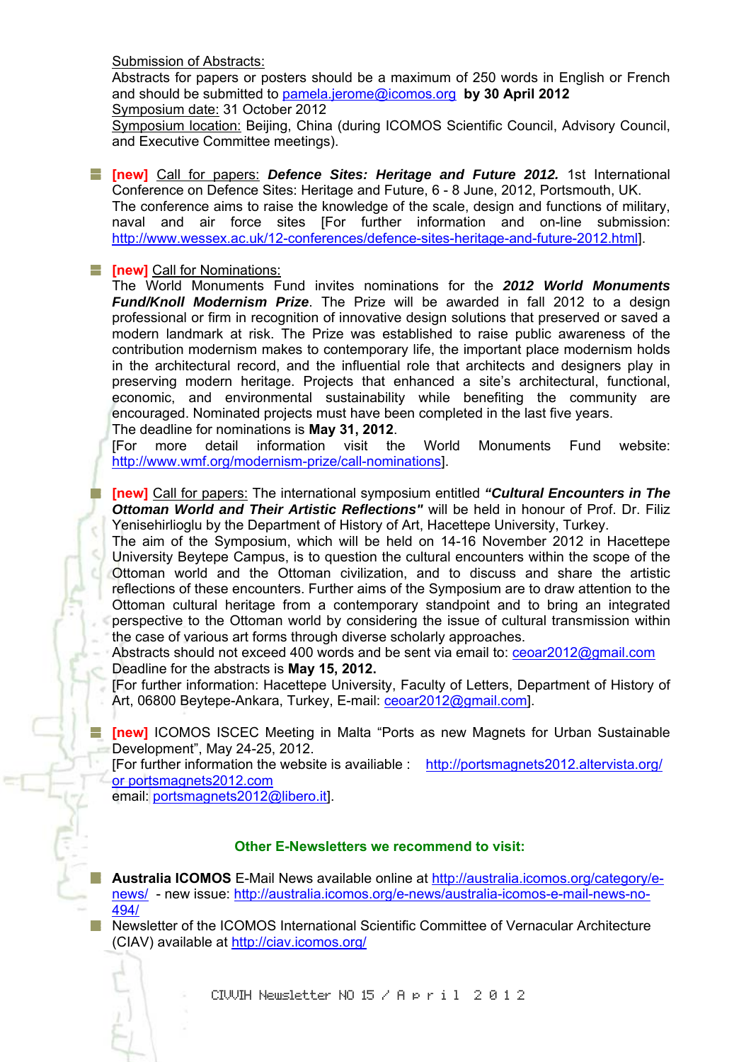Submission of Abstracts:
Abstracts for papers or posters should be a maximum of 250 words in English or French and should be submitted to pamela.jerome@icomos.org **by 30 April 2012**
Symposium date: 31 October 2012
Symposium location: Beijing, China (during ICOMOS Scientific Council, Advisory Council, and Executive Committee meetings).

- **[new]** Call for papers: ***Defence Sites: Heritage and Future 2012.*** 1st International Conference on Defence Sites: Heritage and Future, 6 - 8 June, 2012, Portsmouth, UK.
The conference aims to raise the knowledge of the scale, design and functions of military, naval and air force sites [For further information and on-line submission: http://www.wessex.ac.uk/12-conferences/defence-sites-heritage-and-future-2012.html].

- **[new]** Call for Nominations:
The World Monuments Fund invites nominations for the ***2012 World Monuments Fund/Knoll Modernism Prize***. The Prize will be awarded in fall 2012 to a design professional or firm in recognition of innovative design solutions that preserved or saved a modern landmark at risk. The Prize was established to raise public awareness of the contribution modernism makes to contemporary life, the important place modernism holds in the architectural record, and the influential role that architects and designers play in preserving modern heritage. Projects that enhanced a site's architectural, functional, economic, and environmental sustainability while benefiting the community are encouraged. Nominated projects must have been completed in the last five years.
The deadline for nominations is **May 31, 2012**.
[For more detail information visit the World Monuments Fund website: http://www.wmf.org/modernism-prize/call-nominations].

- **[new]** Call for papers: The international symposium entitled ***"Cultural Encounters in The Ottoman World and Their Artistic Reflections"*** will be held in honour of Prof. Dr. Filiz Yenisehirlioglu by the Department of History of Art, Hacettepe University, Turkey.
The aim of the Symposium, which will be held on 14-16 November 2012 in Hacettepe University Beytepe Campus, is to question the cultural encounters within the scope of the Ottoman world and the Ottoman civilization, and to discuss and share the artistic reflections of these encounters. Further aims of the Symposium are to draw attention to the Ottoman cultural heritage from a contemporary standpoint and to bring an integrated perspective to the Ottoman world by considering the issue of cultural transmission within the case of various art forms through diverse scholarly approaches.
Abstracts should not exceed 400 words and be sent via email to: ceoar2012@gmail.com
Deadline for the abstracts is **May 15, 2012.**
[For further information: Hacettepe University, Faculty of Letters, Department of History of Art, 06800 Beytepe-Ankara, Turkey, E-mail: ceoar2012@gmail.com].

- **[new]** ICOMOS ISCEC Meeting in Malta "Ports as new Magnets for Urban Sustainable Development", May 24-25, 2012.
[For further information the website is availiable : http://portsmagnets2012.altervista.org/ or portsmagnets2012.com
email: portsmagnets2012@libero.it].

**Other E-Newsletters we recommend to visit:**

- **Australia ICOMOS** E-Mail News available online at http://australia.icomos.org/category/e-news/ - new issue: http://australia.icomos.org/e-news/australia-icomos-e-mail-news-no-494/
- Newsletter of the ICOMOS International Scientific Committee of Vernacular Architecture (CIAV) available at http://ciav.icomos.org/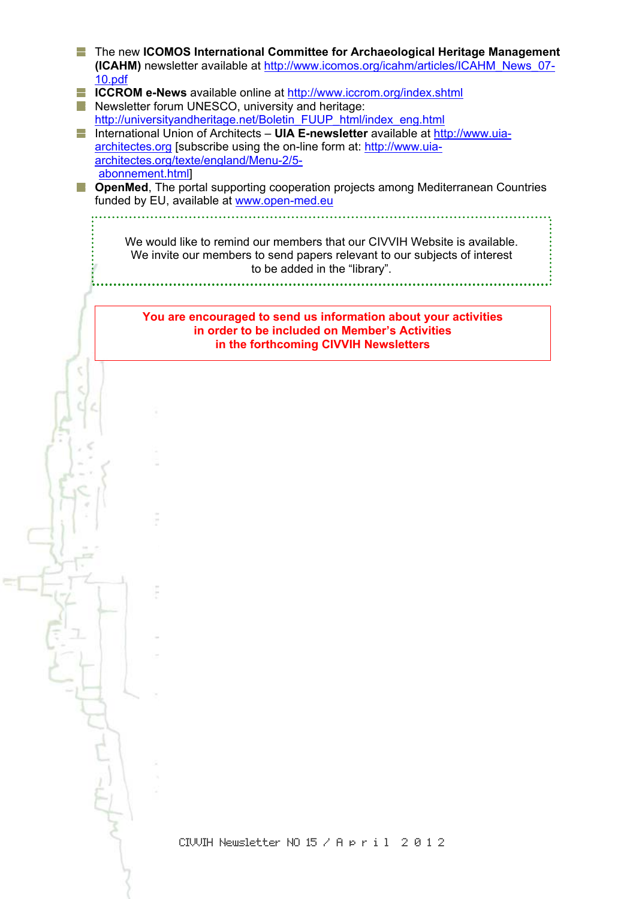- The new **ICOMOS International Committee for Archaeological Heritage Management (ICAHM)** newsletter available at http://www.icomos.org/icahm/articles/ICAHM_News_07-10.pdf
- **ICCROM e-News** available online at http://www.iccrom.org/index.shtml
- Newsletter forum UNESCO, university and heritage: http://universityandheritage.net/Boletin_FUUP_html/index_eng.html
- International Union of Architects – **UIA E-newsletter** available at http://www.uia-architectes.org [subscribe using the on-line form at: http://www.uia-architectes.org/texte/england/Menu-2/5-abonnement.html]
- **OpenMed**, The portal supporting cooperation projects among Mediterranean Countries funded by EU, available at www.open-med.eu

We would like to remind our members that our CIVVIH Website is available.
We invite our members to send papers relevant to our subjects of interest to be added in the "library".

**You are encouraged to send us information about your activities in order to be included on Member's Activities in the forthcoming CIVVIH Newsletters**